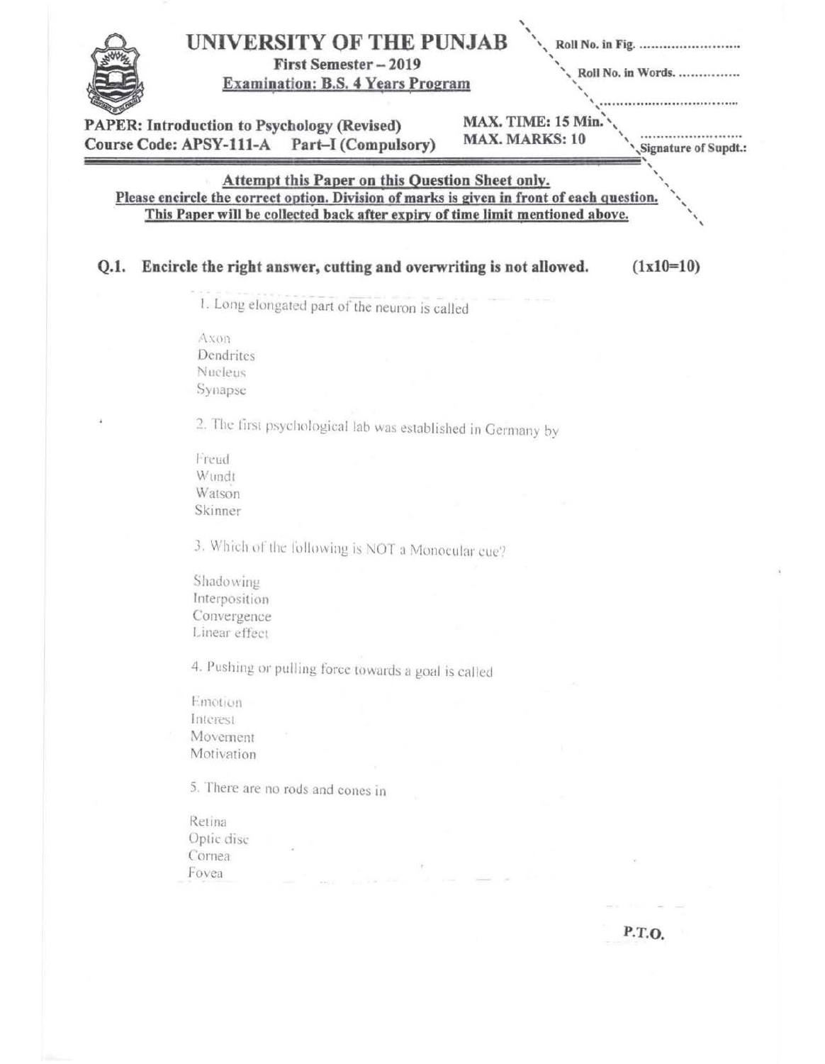# UNIVERSITY OF THE PUNJAB

**First Semester – 2019**

**Examination: B.S. 4 Years Program**

Roll No. in Fig. ........................

Roll No. in Words. ...............

.......................................

**PAPER: Introduction to Psychology (Revised)**
**Course Code: APSY-111-A Part–I (Compulsory)**

**MAX. TIME: 15 Min.**
**MAX. MARKS: 10**

........................
**Signature of Supdt.:**

**Attempt this Paper on this Question Sheet only.**
**Please encircle the correct option. Division of marks is given in front of each question.**
**This Paper will be collected back after expiry of time limit mentioned above.**

**Q.1. Encircle the right answer, cutting and overwriting is not allowed. (1x10=10)**

1. Long elongated part of the neuron is called

Axon
Dendrites
Nucleus
Synapse

2. The first psychological lab was established in Germany by

Freud
Wundt
Watson
Skinner

3. Which of the following is NOT a Monocular cue?

Shadowing
Interposition
Convergence
Linear effect

4. Pushing or pulling force towards a goal is called

Emotion
Interest
Movement
Motivation

5. There are no rods and cones in

Retina
Optic disc
Cornea
Fovea

**P.T.O.**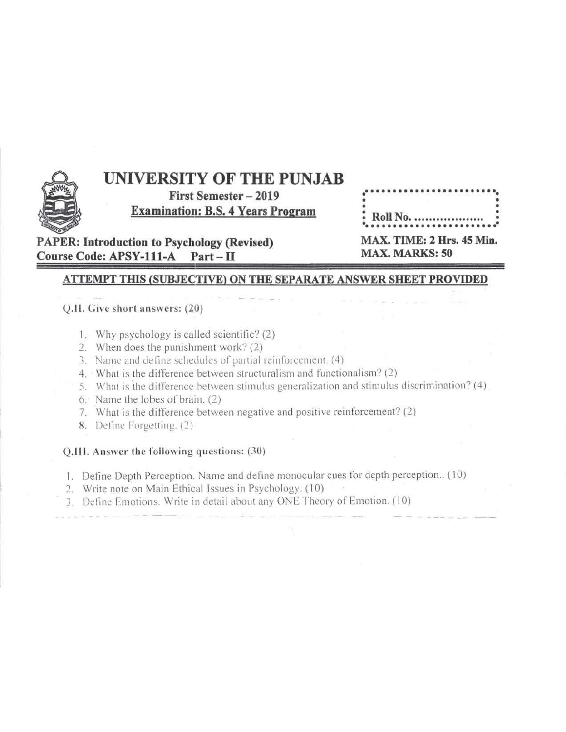# UNIVERSITY OF THE PUNJAB

**First Semester – 2019**

**Examination: B.S. 4 Years Program**

Roll No. ..................

**PAPER: Introduction to Psychology (Revised)**
**Course Code: APSY-111-A    Part – II**

**MAX. TIME: 2 Hrs. 45 Min.**
**MAX. MARKS: 50**

**ATTEMPT THIS (SUBJECTIVE) ON THE SEPARATE ANSWER SHEET PROVIDED**

Q.II. Give short answers: (20)

1. Why psychology is called scientific? (2)
2. When does the punishment work? (2)
3. Name and define schedules of partial reinforcement. (4)
4. What is the difference between structuralism and functionalism? (2)
5. What is the difference between stimulus generalization and stimulus discrimination? (4)
6. Name the lobes of brain. (2)
7. What is the difference between negative and positive reinforcement? (2)
8. Define Forgetting. (2)

Q.III. Answer the following questions: (30)

1. Define Depth Perception. Name and define monocular cues for depth perception.. (10)
2. Write note on Main Ethical Issues in Psychology. (10)
3. Define Emotions. Write in detail about any ONE Theory of Emotion. (10)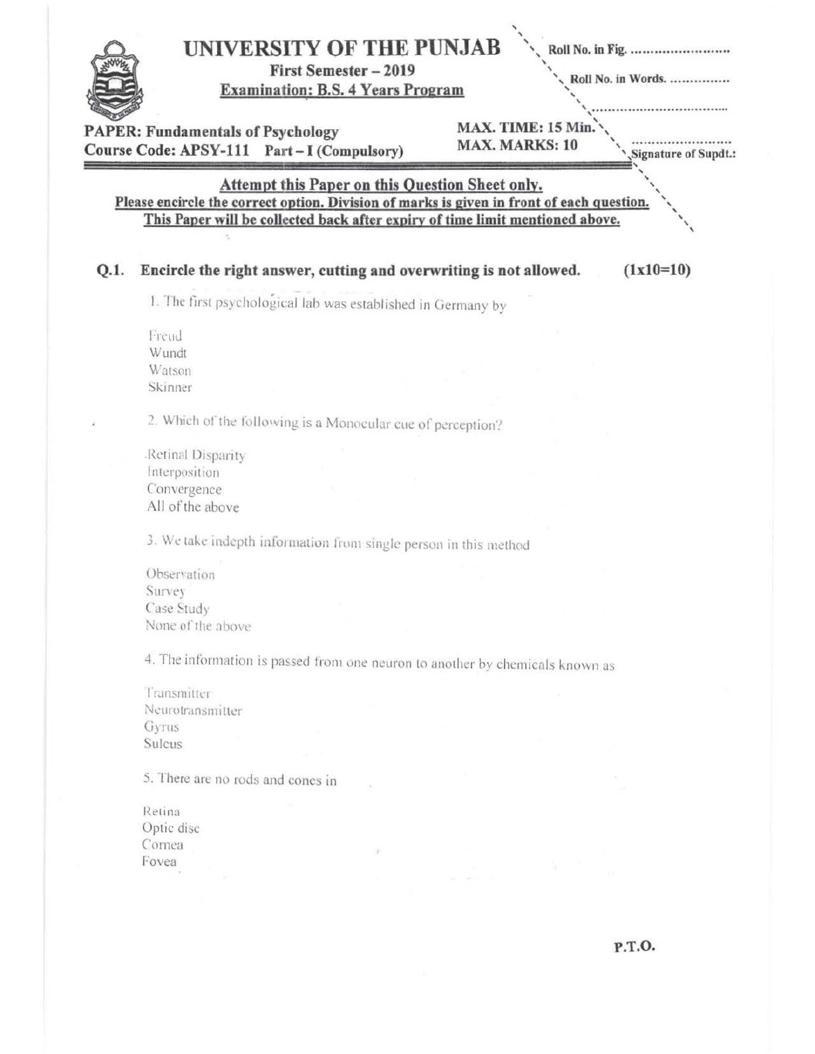# UNIVERSITY OF THE PUNJAB

**First Semester – 2019**

**Examination: B.S. 4 Years Program**

Roll No. in Fig. ........................

Roll No. in Words. ...............

.................................

**PAPER: Fundamentals of Psychology**
**Course Code: APSY-111 Part – I (Compulsory)**

**MAX. TIME: 15 Min.**
**MAX. MARKS: 10**

........................
**Signature of Supdt.:**

**Attempt this Paper on this Question Sheet only.**
**Please encircle the correct option. Division of marks is given in front of each question.**
**This Paper will be collected back after expiry of time limit mentioned above.**

**Q.1. Encircle the right answer, cutting and overwriting is not allowed. (1x10=10)**

1. The first psychological lab was established in Germany by

Freud
Wundt
Watson
Skinner

2. Which of the following is a Monocular cue of perception?

Retinal Disparity
Interposition
Convergence
All of the above

3. We take indepth information from single person in this method

Observation
Survey
Case Study
None of the above

4. The information is passed from one neuron to another by chemicals known as

Transmitter
Neurotransmitter
Gyrus
Sulcus

5. There are no rods and cones in

Retina
Optic disc
Cornea
Fovea

P.T.O.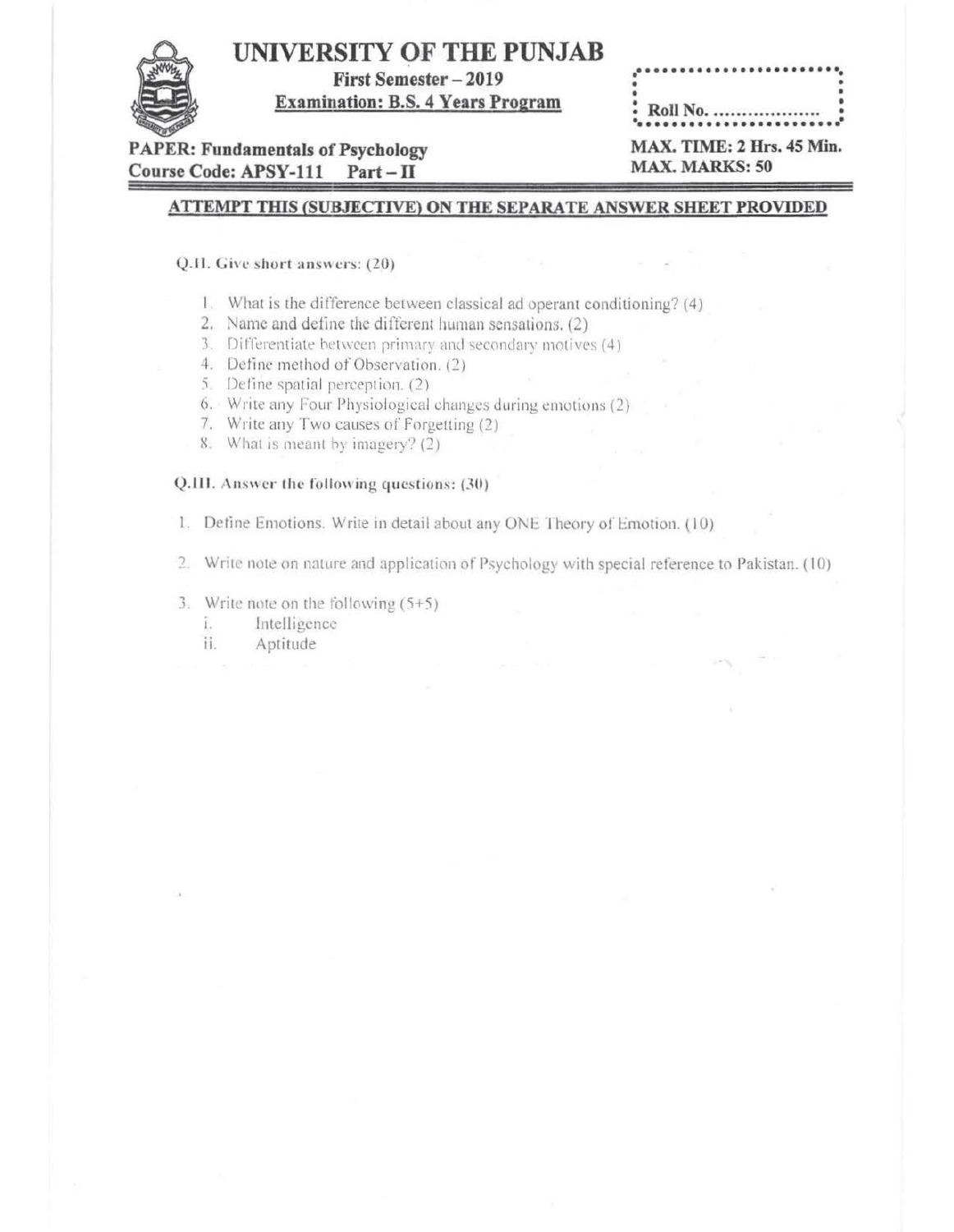# UNIVERSITY OF THE PUNJAB

**First Semester – 2019**

**Examination: B.S. 4 Years Program**

Roll No. ..................

**PAPER: Fundamentals of Psychology**
**Course Code: APSY-111 Part – II**

**MAX. TIME: 2 Hrs. 45 Min.**
**MAX. MARKS: 50**

**ATTEMPT THIS (SUBJECTIVE) ON THE SEPARATE ANSWER SHEET PROVIDED**

**Q.II. Give short answers: (20)**

1. What is the difference between classical ad operant conditioning? (4)
2. Name and define the different human sensations. (2)
3. Differentiate between primary and secondary motives (4)
4. Define method of Observation. (2)
5. Define spatial perception. (2)
6. Write any Four Physiological changes during emotions (2)
7. Write any Two causes of Forgetting (2)
8. What is meant by imagery? (2)

**Q.III. Answer the following questions: (30)**

1. Define Emotions. Write in detail about any ONE Theory of Emotion. (10)
2. Write note on nature and application of Psychology with special reference to Pakistan. (10)
3. Write note on the following (5+5)
   i. Intelligence
   ii. Aptitude